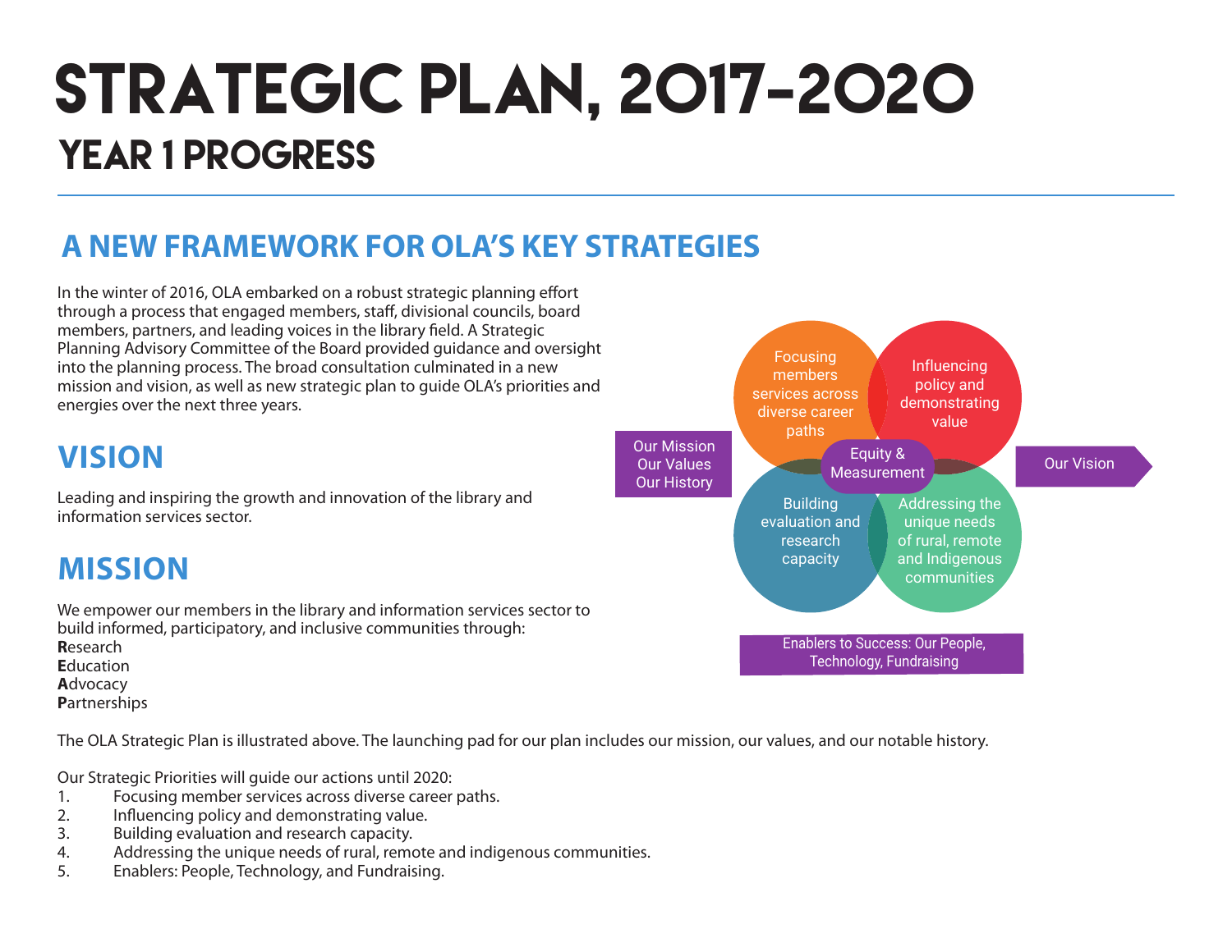# STRATEGIC PLAN, 2017-2020

## YEAR 1 PROGRESS

## A NEW FRAMEWORK FOR OLA'S KEY STRATEGIES

In the winter of 2016, OLA embarked on a robust strategic planning effort through a process that engaged members, staff, divisional councils, board members, partners, and leading voices in the library field. A Strategic Planning Advisory Committee of the Board provided guidance and oversight into the planning process. The broad consultation culminated in a new mission and vision, as well as new strategic plan to guide OLA's priorities and energies over the next three years.

## VISION

Leading and inspiring the growth and innovation of the library and information services sector.

## MISSION

We empower our members in the library and information services sector to build informed, participatory, and inclusive communities through:
**R**esearch
**E**ducation
**A**dvocacy
**P**artnerships

Our Mission
Our Values
Our History

Focusing members services across diverse career paths

Influencing policy and demonstrating value

Equity & Measurement

Building evaluation and research capacity

Addressing the unique needs of rural, remote and Indigenous communities

Our Vision

Enablers to Success: Our People, Technology, Fundraising

The OLA Strategic Plan is illustrated above. The launching pad for our plan includes our mission, our values, and our notable history.

Our Strategic Priorities will guide our actions until 2020:

1. Focusing member services across diverse career paths.
2. Influencing policy and demonstrating value.
3. Building evaluation and research capacity.
4. Addressing the unique needs of rural, remote and indigenous communities.
5. Enablers: People, Technology, and Fundraising.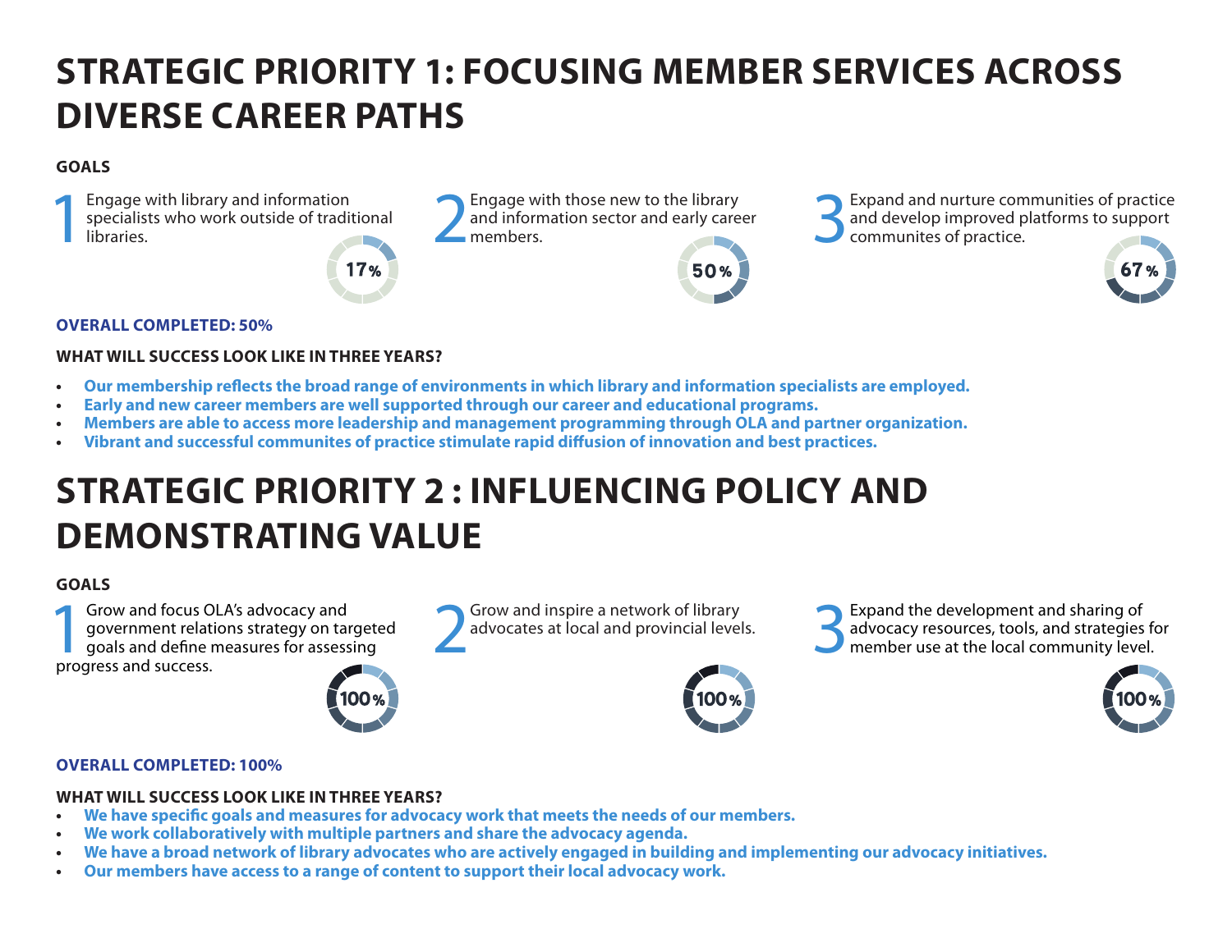# STRATEGIC PRIORITY 1: FOCUSING MEMBER SERVICES ACROSS DIVERSE CAREER PATHS

**GOALS**

1. Engage with library and information specialists who work outside of traditional libraries.
   17%

2. Engage with those new to the library and information sector and early career members.
   50%

3. Expand and nurture communities of practice and develop improved platforms to support communites of practice.
   67%

**OVERALL COMPLETED: 50%**

**WHAT WILL SUCCESS LOOK LIKE IN THREE YEARS?**

- **Our membership reflects the broad range of environments in which library and information specialists are employed.**
- **Early and new career members are well supported through our career and educational programs.**
- **Members are able to access more leadership and management programming through OLA and partner organization.**
- **Vibrant and successful communites of practice stimulate rapid diffusion of innovation and best practices.**

# STRATEGIC PRIORITY 2 : INFLUENCING POLICY AND DEMONSTRATING VALUE

**GOALS**

1. Grow and focus OLA's advocacy and government relations strategy on targeted goals and define measures for assessing progress and success.
   100%

2. Grow and inspire a network of library advocates at local and provincial levels.
   100%

3. Expand the development and sharing of advocacy resources, tools, and strategies for member use at the local community level.
   100%

**OVERALL COMPLETED: 100%**

**WHAT WILL SUCCESS LOOK LIKE IN THREE YEARS?**

- **We have specific goals and measures for advocacy work that meets the needs of our members.**
- **We work collaboratively with multiple partners and share the advocacy agenda.**
- **We have a broad network of library advocates who are actively engaged in building and implementing our advocacy initiatives.**
- **Our members have access to a range of content to support their local advocacy work.**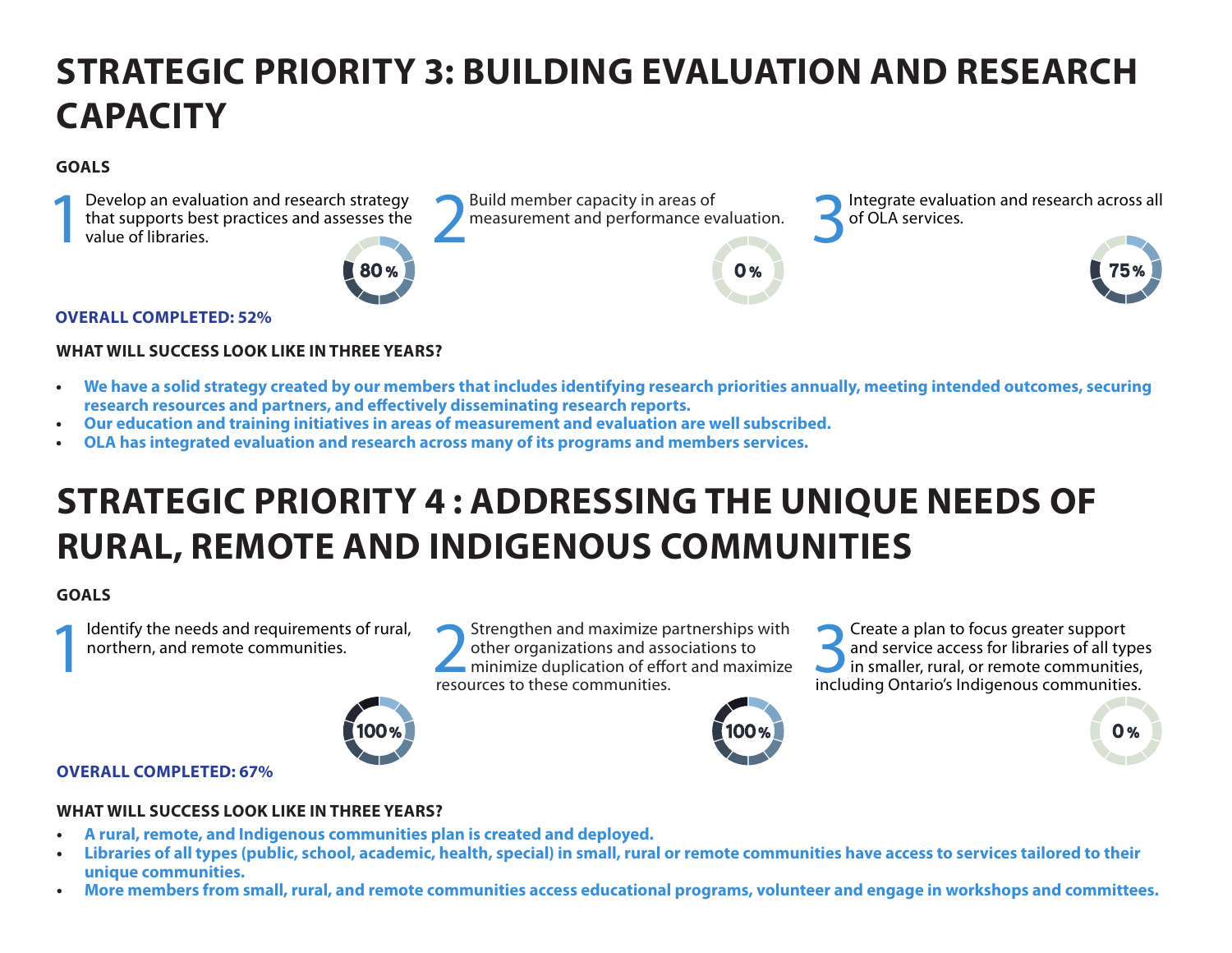# STRATEGIC PRIORITY 3: BUILDING EVALUATION AND RESEARCH CAPACITY

**GOALS**

1 Develop an evaluation and research strategy that supports best practices and assesses the value of libraries.

80%

2 Build member capacity in areas of measurement and performance evaluation.

0%

3 Integrate evaluation and research across all of OLA services.

75%

**OVERALL COMPLETED: 52%**

**WHAT WILL SUCCESS LOOK LIKE IN THREE YEARS?**

- **We have a solid strategy created by our members that includes identifying research priorities annually, meeting intended outcomes, securing research resources and partners, and effectively disseminating research reports.**
- **Our education and training initiatives in areas of measurement and evaluation are well subscribed.**
- **OLA has integrated evaluation and research across many of its programs and members services.**

# STRATEGIC PRIORITY 4 : ADDRESSING THE UNIQUE NEEDS OF RURAL, REMOTE AND INDIGENOUS COMMUNITIES

**GOALS**

1 Identify the needs and requirements of rural, northern, and remote communities.

100%

2 Strengthen and maximize partnerships with other organizations and associations to minimize duplication of effort and maximize resources to these communities.

100%

3 Create a plan to focus greater support and service access for libraries of all types in smaller, rural, or remote communities, including Ontario's Indigenous communities.

0%

**OVERALL COMPLETED: 67%**

**WHAT WILL SUCCESS LOOK LIKE IN THREE YEARS?**

- **A rural, remote, and Indigenous communities plan is created and deployed.**
- **Libraries of all types (public, school, academic, health, special) in small, rural or remote communities have access to services tailored to their unique communities.**
- **More members from small, rural, and remote communities access educational programs, volunteer and engage in workshops and committees.**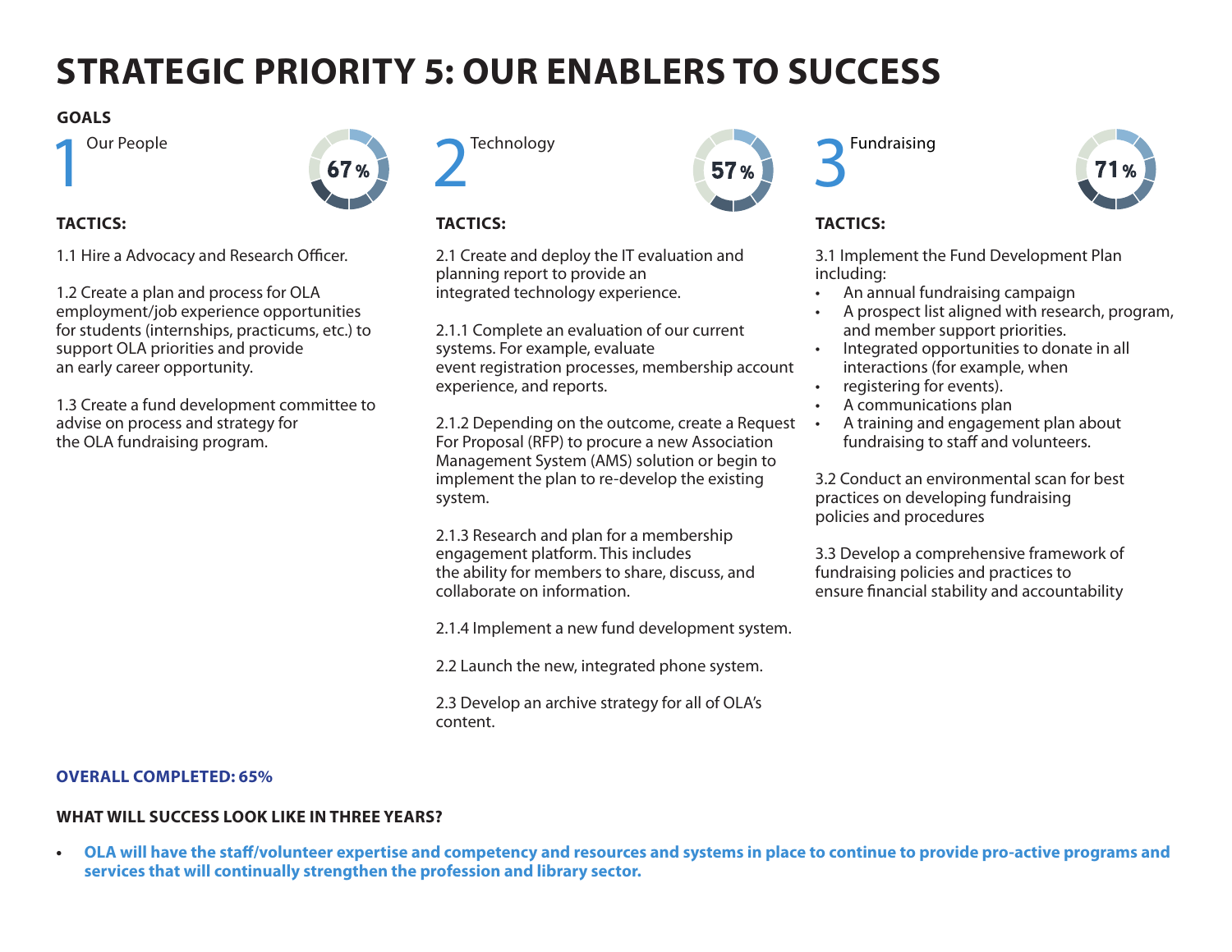# STRATEGIC PRIORITY 5: OUR ENABLERS TO SUCCESS

**GOALS**

## 1 Our People

67%

**TACTICS:**

1.1 Hire a Advocacy and Research Officer.

1.2 Create a plan and process for OLA employment/job experience opportunities for students (internships, practicums, etc.) to support OLA priorities and provide an early career opportunity.

1.3 Create a fund development committee to advise on process and strategy for the OLA fundraising program.

## 2 Technology

57%

**TACTICS:**

2.1 Create and deploy the IT evaluation and planning report to provide an integrated technology experience.

2.1.1 Complete an evaluation of our current systems. For example, evaluate event registration processes, membership account experience, and reports.

2.1.2 Depending on the outcome, create a Request For Proposal (RFP) to procure a new Association Management System (AMS) solution or begin to implement the plan to re-develop the existing system.

2.1.3 Research and plan for a membership engagement platform. This includes the ability for members to share, discuss, and collaborate on information.

2.1.4 Implement a new fund development system.

2.2 Launch the new, integrated phone system.

2.3 Develop an archive strategy for all of OLA's content.

## 3 Fundraising

71%

**TACTICS:**

3.1 Implement the Fund Development Plan including:

- An annual fundraising campaign
- A prospect list aligned with research, program, and member support priorities.
- Integrated opportunities to donate in all interactions (for example, when
- registering for events).
- A communications plan
- A training and engagement plan about fundraising to staff and volunteers.

3.2 Conduct an environmental scan for best practices on developing fundraising policies and procedures

3.3 Develop a comprehensive framework of fundraising policies and practices to ensure financial stability and accountability

**OVERALL COMPLETED: 65%**

**WHAT WILL SUCCESS LOOK LIKE IN THREE YEARS?**

- **OLA will have the staff/volunteer expertise and competency and resources and systems in place to continue to provide pro-active programs and services that will continually strengthen the profession and library sector.**